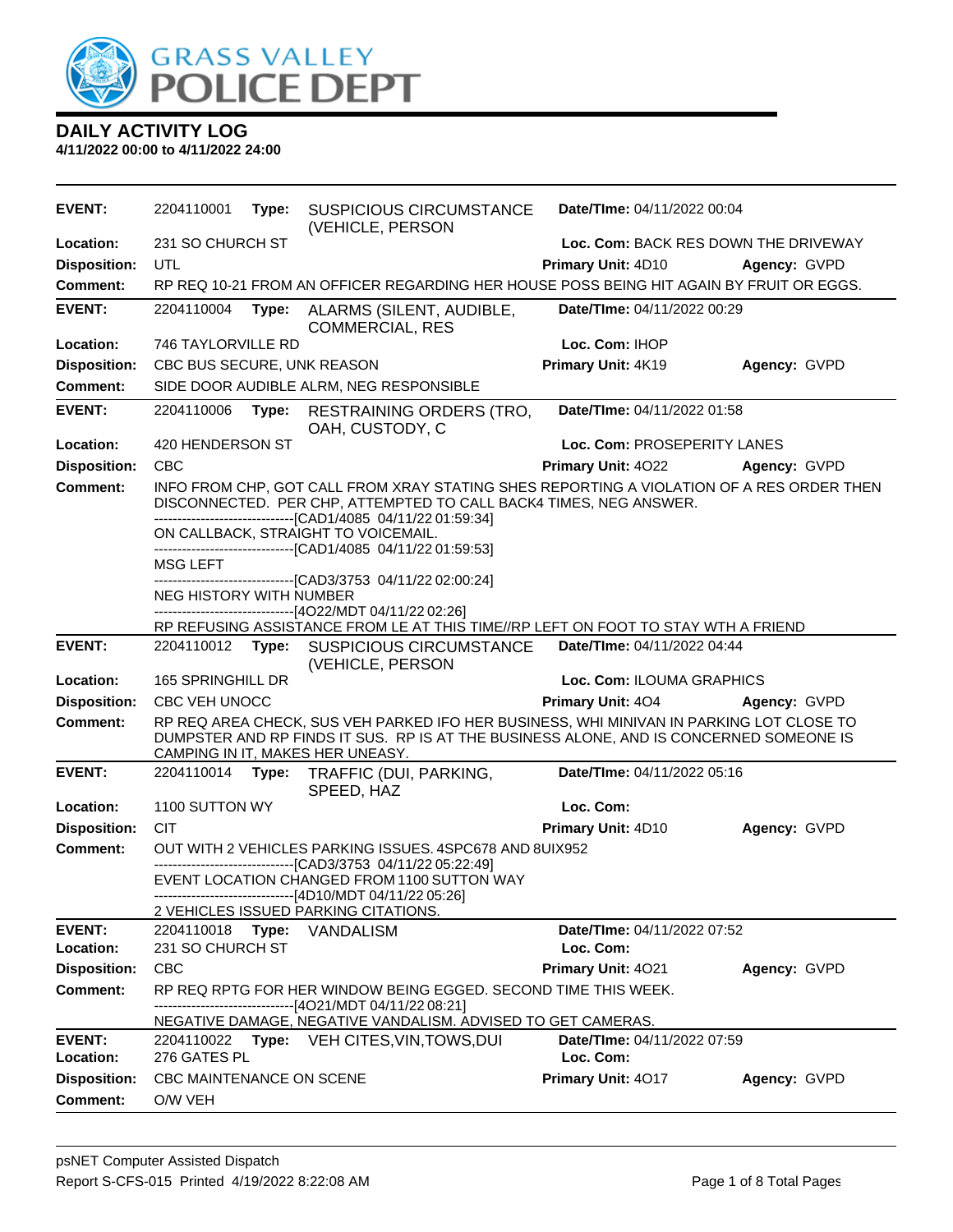# DAILY ACTIVITY LOG

**4/11/2022 00:00 to 4/11/2022 24:00**

| | | | | |
|---|---|---|---|---|
| **EVENT:** | 2204110001 **Type:** SUSPICIOUS CIRCUMSTANCE (VEHICLE, PERSON | **Date/TIme:** 04/11/2022 00:04 | | |
| **Location:** | 231 SO CHURCH ST | **Loc. Com:** BACK RES DOWN THE DRIVEWAY | | |
| **Disposition:** | UTL | **Primary Unit:** 4D10 | **Agency:** GVPD | |
| **Comment:** | RP REQ 10-21 FROM AN OFFICER REGARDING HER HOUSE POSS BEING HIT AGAIN BY FRUIT OR EGGS. | | | |

| | | | | |
|---|---|---|---|---|
| **EVENT:** | 2204110004 **Type:** ALARMS (SILENT, AUDIBLE, COMMERCIAL, RES | **Date/TIme:** 04/11/2022 00:29 | | |
| **Location:** | 746 TAYLORVILLE RD | **Loc. Com:** IHOP | | |
| **Disposition:** | CBC BUS SECURE, UNK REASON | **Primary Unit:** 4K19 | **Agency:** GVPD | |
| **Comment:** | SIDE DOOR AUDIBLE ALRM, NEG RESPONSIBLE | | | |

| | | | | |
|---|---|---|---|---|
| **EVENT:** | 2204110006 **Type:** RESTRAINING ORDERS (TRO, OAH, CUSTODY, C | **Date/TIme:** 04/11/2022 01:58 | | |
| **Location:** | 420 HENDERSON ST | **Loc. Com:** PROSEPERITY LANES | | |
| **Disposition:** | CBC | **Primary Unit:** 4O22 | **Agency:** GVPD | |
| **Comment:** | INFO FROM CHP, GOT CALL FROM XRAY STATING SHES REPORTING A VIOLATION OF A RES ORDER THEN DISCONNECTED. PER CHP, ATTEMPTED TO CALL BACK4 TIMES, NEG ANSWER.<br>------------------------------[CAD1/4085 04/11/22 01:59:34]<br>ON CALLBACK, STRAIGHT TO VOICEMAIL.<br>------------------------------[CAD1/4085 04/11/22 01:59:53]<br>MSG LEFT<br>------------------------------[CAD3/3753 04/11/22 02:00:24]<br>NEG HISTORY WITH NUMBER<br>------------------------------[4O22/MDT 04/11/22 02:26]<br>RP REFUSING ASSISTANCE FROM LE AT THIS TIME//RP LEFT ON FOOT TO STAY WTH A FRIEND | | | |

| | | | | |
|---|---|---|---|---|
| **EVENT:** | 2204110012 **Type:** SUSPICIOUS CIRCUMSTANCE (VEHICLE, PERSON | **Date/TIme:** 04/11/2022 04:44 | | |
| **Location:** | 165 SPRINGHILL DR | **Loc. Com:** ILOUMA GRAPHICS | | |
| **Disposition:** | CBC VEH UNOCC | **Primary Unit:** 4O4 | **Agency:** GVPD | |
| **Comment:** | RP REQ AREA CHECK, SUS VEH PARKED IFO HER BUSINESS, WHI MINIVAN IN PARKING LOT CLOSE TO DUMPSTER AND RP FINDS IT SUS. RP IS AT THE BUSINESS ALONE, AND IS CONCERNED SOMEONE IS CAMPING IN IT, MAKES HER UNEASY. | | | |

| | | | | |
|---|---|---|---|---|
| **EVENT:** | 2204110014 **Type:** TRAFFIC (DUI, PARKING, SPEED, HAZ | **Date/TIme:** 04/11/2022 05:16 | | |
| **Location:** | 1100 SUTTON WY | **Loc. Com:** | | |
| **Disposition:** | CIT | **Primary Unit:** 4D10 | **Agency:** GVPD | |
| **Comment:** | OUT WITH 2 VEHICLES PARKING ISSUES. 4SPC678 AND 8UIX952<br>------------------------------[CAD3/3753 04/11/22 05:22:49]<br>EVENT LOCATION CHANGED FROM 1100 SUTTON WAY<br>------------------------------[4D10/MDT 04/11/22 05:26]<br>2 VEHICLES ISSUED PARKING CITATIONS. | | | |

| | | | | |
|---|---|---|---|---|
| **EVENT:** | 2204110018 **Type:** VANDALISM | **Date/TIme:** 04/11/2022 07:52 | | |
| **Location:** | 231 SO CHURCH ST | **Loc. Com:** | | |
| **Disposition:** | CBC | **Primary Unit:** 4O21 | **Agency:** GVPD | |
| **Comment:** | RP REQ RPTG FOR HER WINDOW BEING EGGED. SECOND TIME THIS WEEK.<br>------------------------------[4O21/MDT 04/11/22 08:21]<br>NEGATIVE DAMAGE, NEGATIVE VANDALISM. ADVISED TO GET CAMERAS. | | | |

| | | | | |
|---|---|---|---|---|
| **EVENT:** | 2204110022 **Type:** VEH CITES,VIN,TOWS,DUI | **Date/TIme:** 04/11/2022 07:59 | | |
| **Location:** | 276 GATES PL | **Loc. Com:** | | |
| **Disposition:** | CBC MAINTENANCE ON SCENE | **Primary Unit:** 4O17 | **Agency:** GVPD | |
| **Comment:** | O/W VEH | | | |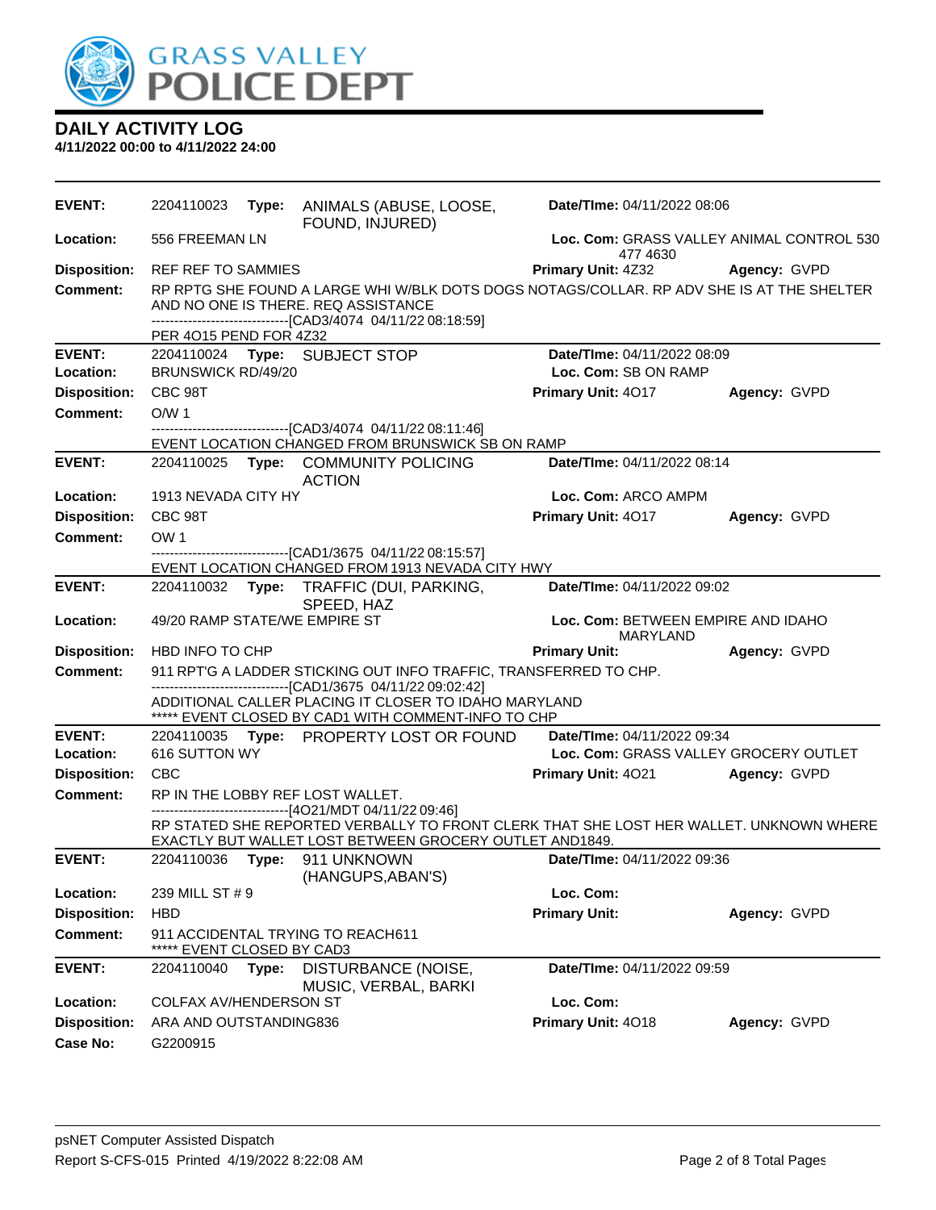## DAILY ACTIVITY LOG

**4/11/2022 00:00 to 4/11/2022 24:00**

| | | | |
|---|---|---|---|
| **EVENT:** 2204110023 **Type:** ANIMALS (ABUSE, LOOSE, FOUND, INJURED) | | **Date/TIme:** 04/11/2022 08:06 | |
| **Location:** 556 FREEMAN LN | | **Loc. Com:** GRASS VALLEY ANIMAL CONTROL 530 477 4630 | |
| **Disposition:** REF REF TO SAMMIES | | **Primary Unit:** 4Z32 | **Agency:** GVPD |

**Comment:** RP RPTG SHE FOUND A LARGE WHI W/BLK DOTS DOGS NOTAGS/COLLAR. RP ADV SHE IS AT THE SHELTER AND NO ONE IS THERE. REQ ASSISTANCE
------------------------------[CAD3/4074 04/11/22 08:18:59]
PER 4O15 PEND FOR 4Z32

| | | | |
|---|---|---|---|
| **EVENT:** 2204110024 **Type:** SUBJECT STOP | | **Date/TIme:** 04/11/2022 08:09 | |
| **Location:** BRUNSWICK RD/49/20 | | **Loc. Com:** SB ON RAMP | |
| **Disposition:** CBC 98T | | **Primary Unit:** 4O17 | **Agency:** GVPD |

**Comment:** O/W 1
------------------------------[CAD3/4074 04/11/22 08:11:46]
EVENT LOCATION CHANGED FROM BRUNSWICK SB ON RAMP

| | | | |
|---|---|---|---|
| **EVENT:** 2204110025 **Type:** COMMUNITY POLICING ACTION | | **Date/TIme:** 04/11/2022 08:14 | |
| **Location:** 1913 NEVADA CITY HY | | **Loc. Com:** ARCO AMPM | |
| **Disposition:** CBC 98T | | **Primary Unit:** 4O17 | **Agency:** GVPD |

**Comment:** OW 1
------------------------------[CAD1/3675 04/11/22 08:15:57]
EVENT LOCATION CHANGED FROM 1913 NEVADA CITY HWY

| | | | |
|---|---|---|---|
| **EVENT:** 2204110032 **Type:** TRAFFIC (DUI, PARKING, SPEED, HAZ | | **Date/TIme:** 04/11/2022 09:02 | |
| **Location:** 49/20 RAMP STATE/WE EMPIRE ST | | **Loc. Com:** BETWEEN EMPIRE AND IDAHO MARYLAND | |
| **Disposition:** HBD INFO TO CHP | | **Primary Unit:** | **Agency:** GVPD |

**Comment:** 911 RPT'G A LADDER STICKING OUT INFO TRAFFIC, TRANSFERRED TO CHP.
------------------------------[CAD1/3675 04/11/22 09:02:42]
ADDITIONAL CALLER PLACING IT CLOSER TO IDAHO MARYLAND
***** EVENT CLOSED BY CAD1 WITH COMMENT-INFO TO CHP

| | | | |
|---|---|---|---|
| **EVENT:** 2204110035 **Type:** PROPERTY LOST OR FOUND | | **Date/TIme:** 04/11/2022 09:34 | |
| **Location:** 616 SUTTON WY | | **Loc. Com:** GRASS VALLEY GROCERY OUTLET | |
| **Disposition:** CBC | | **Primary Unit:** 4O21 | **Agency:** GVPD |

**Comment:** RP IN THE LOBBY REF LOST WALLET.
------------------------------[4O21/MDT 04/11/22 09:46]
RP STATED SHE REPORTED VERBALLY TO FRONT CLERK THAT SHE LOST HER WALLET. UNKNOWN WHERE EXACTLY BUT WALLET LOST BETWEEN GROCERY OUTLET AND1849.

| | | | |
|---|---|---|---|
| **EVENT:** 2204110036 **Type:** 911 UNKNOWN (HANGUPS,ABAN'S) | | **Date/TIme:** 04/11/2022 09:36 | |
| **Location:** 239 MILL ST # 9 | | **Loc. Com:** | |
| **Disposition:** HBD | | **Primary Unit:** | **Agency:** GVPD |

**Comment:** 911 ACCIDENTAL TRYING TO REACH611
***** EVENT CLOSED BY CAD3

| | | | |
|---|---|---|---|
| **EVENT:** 2204110040 **Type:** DISTURBANCE (NOISE, MUSIC, VERBAL, BARKI | | **Date/TIme:** 04/11/2022 09:59 | |
| **Location:** COLFAX AV/HENDERSON ST | | **Loc. Com:** | |
| **Disposition:** ARA AND OUTSTANDING836 | | **Primary Unit:** 4O18 | **Agency:** GVPD |
| **Case No:** G2200915 | | | |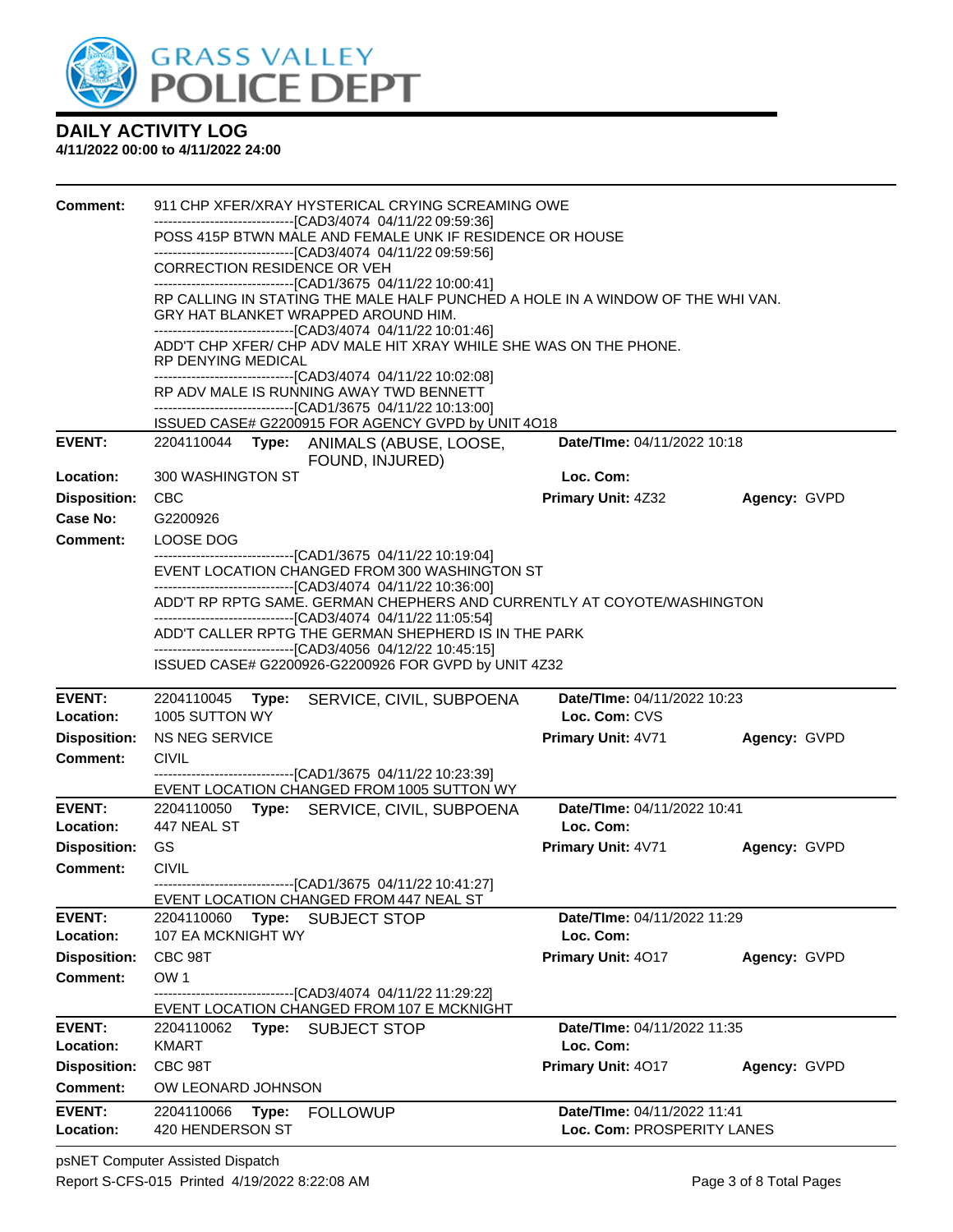## DAILY ACTIVITY LOG

**4/11/2022 00:00 to 4/11/2022 24:00**

**Comment:** 911 CHP XFER/XRAY HYSTERICAL CRYING SCREAMING OWE
------------------------------[CAD3/4074 04/11/22 09:59:36]
POSS 415P BTWN MALE AND FEMALE UNK IF RESIDENCE OR HOUSE
------------------------------[CAD3/4074 04/11/22 09:59:56]
CORRECTION RESIDENCE OR VEH
------------------------------[CAD1/3675 04/11/22 10:00:41]
RP CALLING IN STATING THE MALE HALF PUNCHED A HOLE IN A WINDOW OF THE WHI VAN. GRY HAT BLANKET WRAPPED AROUND HIM.
------------------------------[CAD3/4074 04/11/22 10:01:46]
ADD'T CHP XFER/ CHP ADV MALE HIT XRAY WHILE SHE WAS ON THE PHONE. RP DENYING MEDICAL
------------------------------[CAD3/4074 04/11/22 10:02:08]
RP ADV MALE IS RUNNING AWAY TWD BENNETT
------------------------------[CAD1/3675 04/11/22 10:13:00]
ISSUED CASE# G2200915 FOR AGENCY GVPD by UNIT 4O18

---

**EVENT:** 2204110044 **Type:** ANIMALS (ABUSE, LOOSE, FOUND, INJURED) **Date/TIme:** 04/11/2022 10:18
**Location:** 300 WASHINGTON ST **Loc. Com:**
**Disposition:** CBC **Primary Unit:** 4Z32 **Agency:** GVPD
**Case No:** G2200926
**Comment:** LOOSE DOG
------------------------------[CAD1/3675 04/11/22 10:19:04]
EVENT LOCATION CHANGED FROM 300 WASHINGTON ST
------------------------------[CAD3/4074 04/11/22 10:36:00]
ADD'T RP RPTG SAME. GERMAN CHEPHERS AND CURRENTLY AT COYOTE/WASHINGTON
------------------------------[CAD3/4074 04/11/22 11:05:54]
ADD'T CALLER RPTG THE GERMAN SHEPHERD IS IN THE PARK
------------------------------[CAD3/4056 04/12/22 10:45:15]
ISSUED CASE# G2200926-G2200926 FOR GVPD by UNIT 4Z32

---

**EVENT:** 2204110045 **Type:** SERVICE, CIVIL, SUBPOENA **Date/TIme:** 04/11/2022 10:23
**Location:** 1005 SUTTON WY **Loc. Com:** CVS
**Disposition:** NS NEG SERVICE **Primary Unit:** 4V71 **Agency:** GVPD
**Comment:** CIVIL
------------------------------[CAD1/3675 04/11/22 10:23:39]
EVENT LOCATION CHANGED FROM 1005 SUTTON WY

---

**EVENT:** 2204110050 **Type:** SERVICE, CIVIL, SUBPOENA **Date/TIme:** 04/11/2022 10:41
**Location:** 447 NEAL ST **Loc. Com:**
**Disposition:** GS **Primary Unit:** 4V71 **Agency:** GVPD
**Comment:** CIVIL
------------------------------[CAD1/3675 04/11/22 10:41:27]
EVENT LOCATION CHANGED FROM 447 NEAL ST

---

**EVENT:** 2204110060 **Type:** SUBJECT STOP **Date/TIme:** 04/11/2022 11:29
**Location:** 107 EA MCKNIGHT WY **Loc. Com:**
**Disposition:** CBC 98T **Primary Unit:** 4O17 **Agency:** GVPD
**Comment:** OW 1
------------------------------[CAD3/4074 04/11/22 11:29:22]
EVENT LOCATION CHANGED FROM 107 E MCKNIGHT

---

**EVENT:** 2204110062 **Type:** SUBJECT STOP **Date/TIme:** 04/11/2022 11:35
**Location:** KMART **Loc. Com:**
**Disposition:** CBC 98T **Primary Unit:** 4O17 **Agency:** GVPD
**Comment:** OW LEONARD JOHNSON

---

**EVENT:** 2204110066 **Type:** FOLLOWUP **Date/TIme:** 04/11/2022 11:41
**Location:** 420 HENDERSON ST **Loc. Com:** PROSPERITY LANES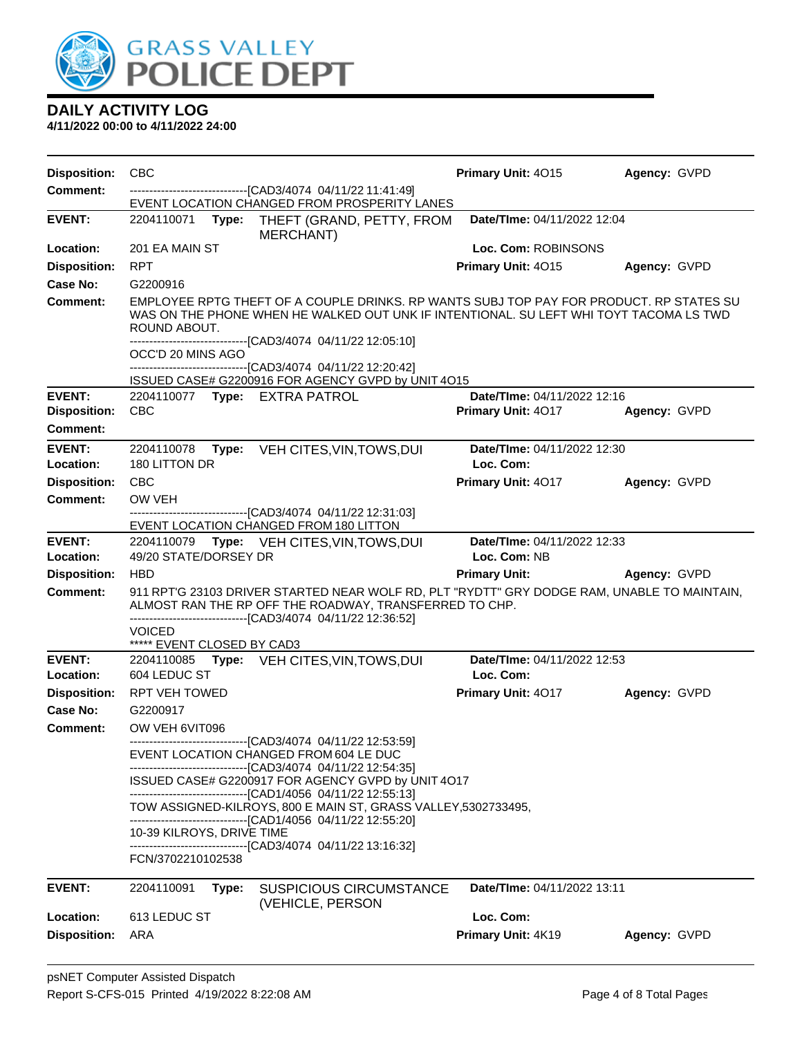# GRASS VALLEY POLICE DEPT

## DAILY ACTIVITY LOG

**4/11/2022 00:00 to 4/11/2022 24:00**

**Disposition:** CBC **Primary Unit:** 4O15 **Agency:** GVPD
**Comment:** ------------------------------[CAD3/4074 04/11/22 11:41:49]
EVENT LOCATION CHANGED FROM PROSPERITY LANES

---

**EVENT:** 2204110071 **Type:** THEFT (GRAND, PETTY, FROM MERCHANT) **Date/TIme:** 04/11/2022 12:04
**Location:** 201 EA MAIN ST **Loc. Com:** ROBINSONS
**Disposition:** RPT **Primary Unit:** 4O15 **Agency:** GVPD
**Case No:** G2200916
**Comment:** EMPLOYEE RPTG THEFT OF A COUPLE DRINKS. RP WANTS SUBJ TOP PAY FOR PRODUCT. RP STATES SU WAS ON THE PHONE WHEN HE WALKED OUT UNK IF INTENTIONAL. SU LEFT WHI TOYT TACOMA LS TWD ROUND ABOUT.
------------------------------[CAD3/4074 04/11/22 12:05:10]
OCC'D 20 MINS AGO
------------------------------[CAD3/4074 04/11/22 12:20:42]
ISSUED CASE# G2200916 FOR AGENCY GVPD by UNIT 4O15

---

**EVENT:** 2204110077 **Type:** EXTRA PATROL **Date/TIme:** 04/11/2022 12:16
**Disposition:** CBC **Primary Unit:** 4O17 **Agency:** GVPD
**Comment:**

---

**EVENT:** 2204110078 **Type:** VEH CITES,VIN,TOWS,DUI **Date/TIme:** 04/11/2022 12:30
**Location:** 180 LITTON DR **Loc. Com:**
**Disposition:** CBC **Primary Unit:** 4O17 **Agency:** GVPD
**Comment:** OW VEH
------------------------------[CAD3/4074 04/11/22 12:31:03]
EVENT LOCATION CHANGED FROM 180 LITTON

---

**EVENT:** 2204110079 **Type:** VEH CITES,VIN,TOWS,DUI **Date/TIme:** 04/11/2022 12:33
**Location:** 49/20 STATE/DORSEY DR **Loc. Com:** NB
**Disposition:** HBD **Primary Unit:** **Agency:** GVPD
**Comment:** 911 RPT'G 23103 DRIVER STARTED NEAR WOLF RD, PLT "RYDTT" GRY DODGE RAM, UNABLE TO MAINTAIN, ALMOST RAN THE RP OFF THE ROADWAY, TRANSFERRED TO CHP.
------------------------------[CAD3/4074 04/11/22 12:36:52]
VOICED
***** EVENT CLOSED BY CAD3

---

**EVENT:** 2204110085 **Type:** VEH CITES,VIN,TOWS,DUI **Date/TIme:** 04/11/2022 12:53
**Location:** 604 LEDUC ST **Loc. Com:**
**Disposition:** RPT VEH TOWED **Primary Unit:** 4O17 **Agency:** GVPD
**Case No:** G2200917
**Comment:** OW VEH 6VIT096
------------------------------[CAD3/4074 04/11/22 12:53:59]
EVENT LOCATION CHANGED FROM 604 LE DUC
------------------------------[CAD3/4074 04/11/22 12:54:35]
ISSUED CASE# G2200917 FOR AGENCY GVPD by UNIT 4O17
------------------------------[CAD1/4056 04/11/22 12:55:13]
TOW ASSIGNED-KILROYS, 800 E MAIN ST, GRASS VALLEY,5302733495,
------------------------------[CAD1/4056 04/11/22 12:55:20]
10-39 KILROYS, DRIVE TIME
------------------------------[CAD3/4074 04/11/22 13:16:32]
FCN/3702210102538

---

**EVENT:** 2204110091 **Type:** SUSPICIOUS CIRCUMSTANCE (VEHICLE, PERSON **Date/TIme:** 04/11/2022 13:11
**Location:** 613 LEDUC ST **Loc. Com:**
**Disposition:** ARA **Primary Unit:** 4K19 **Agency:** GVPD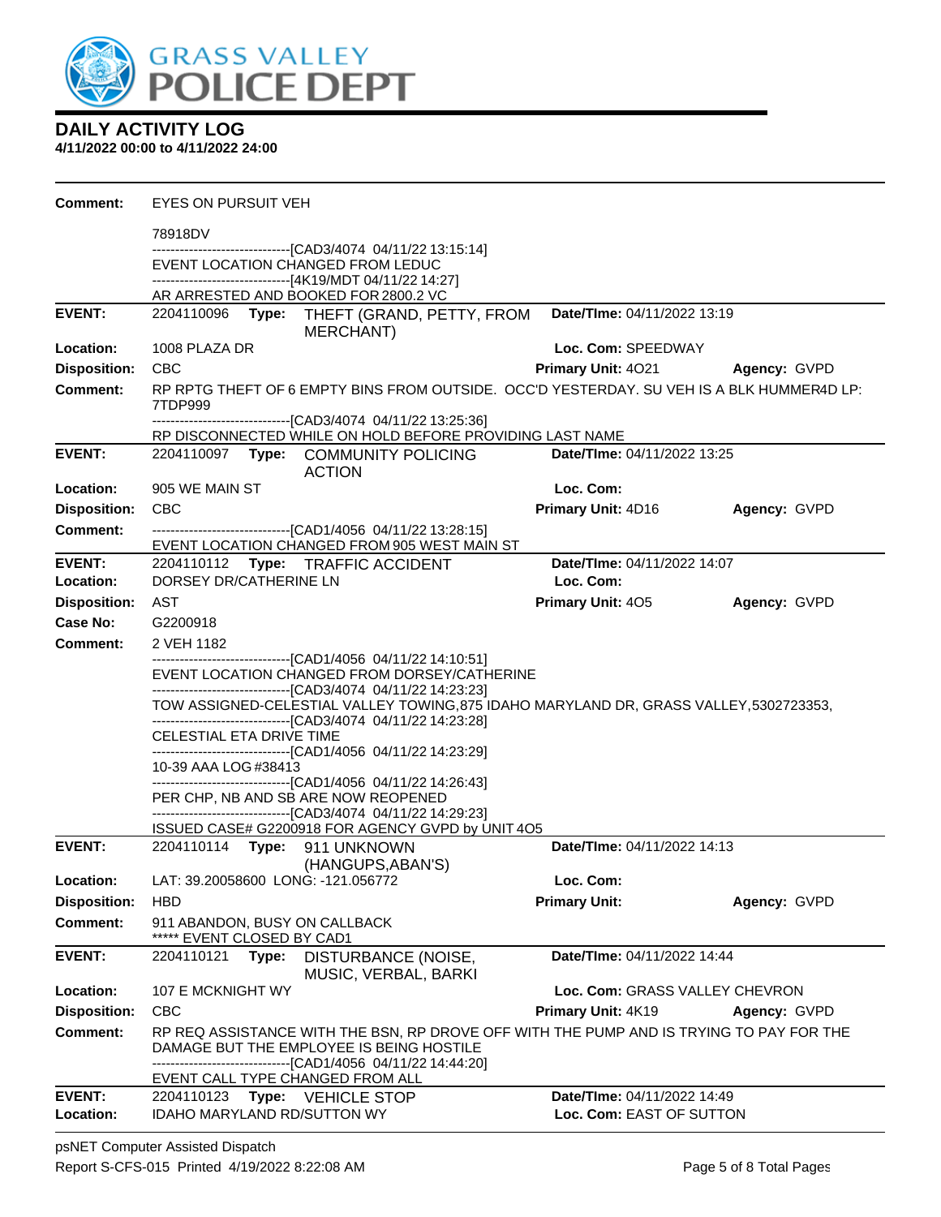## DAILY ACTIVITY LOG

**4/11/2022 00:00 to 4/11/2022 24:00**

**Comment:** EYES ON PURSUIT VEH

78918DV

-------------------------------[CAD3/4074 04/11/22 13:15:14]
EVENT LOCATION CHANGED FROM LEDUC
-------------------------------[4K19/MDT 04/11/22 14:27]
AR ARRESTED AND BOOKED FOR 2800.2 VC

---

**EVENT:** 2204110096 **Type:** THEFT (GRAND, PETTY, FROM MERCHANT) **Date/TIme:** 04/11/2022 13:19
**Location:** 1008 PLAZA DR **Loc. Com:** SPEEDWAY
**Disposition:** CBC **Primary Unit:** 4O21 **Agency:** GVPD
**Comment:** RP RPTG THEFT OF 6 EMPTY BINS FROM OUTSIDE. OCC'D YESTERDAY. SU VEH IS A BLK HUMMER4D LP: 7TDP999
-------------------------------[CAD3/4074 04/11/22 13:25:36]
RP DISCONNECTED WHILE ON HOLD BEFORE PROVIDING LAST NAME

---

**EVENT:** 2204110097 **Type:** COMMUNITY POLICING ACTION **Date/TIme:** 04/11/2022 13:25
**Location:** 905 WE MAIN ST **Loc. Com:**
**Disposition:** CBC **Primary Unit:** 4D16 **Agency:** GVPD
**Comment:** -------------------------------[CAD1/4056 04/11/22 13:28:15]
EVENT LOCATION CHANGED FROM 905 WEST MAIN ST

---

**EVENT:** 2204110112 **Type:** TRAFFIC ACCIDENT **Date/TIme:** 04/11/2022 14:07
**Location:** DORSEY DR/CATHERINE LN **Loc. Com:**
**Disposition:** AST **Primary Unit:** 4O5 **Agency:** GVPD
**Case No:** G2200918
**Comment:** 2 VEH 1182
-------------------------------[CAD1/4056 04/11/22 14:10:51]
EVENT LOCATION CHANGED FROM DORSEY/CATHERINE
-------------------------------[CAD3/4074 04/11/22 14:23:23]
TOW ASSIGNED-CELESTIAL VALLEY TOWING,875 IDAHO MARYLAND DR, GRASS VALLEY,5302723353,
-------------------------------[CAD3/4074 04/11/22 14:23:28]
CELESTIAL ETA DRIVE TIME
-------------------------------[CAD1/4056 04/11/22 14:23:29]
10-39 AAA LOG #38413
-------------------------------[CAD1/4056 04/11/22 14:26:43]
PER CHP, NB AND SB ARE NOW REOPENED
-------------------------------[CAD3/4074 04/11/22 14:29:23]
ISSUED CASE# G2200918 FOR AGENCY GVPD by UNIT 4O5

---

**EVENT:** 2204110114 **Type:** 911 UNKNOWN (HANGUPS,ABAN'S) **Date/TIme:** 04/11/2022 14:13
**Location:** LAT: 39.20058600 LONG: -121.056772 **Loc. Com:**
**Disposition:** HBD **Primary Unit:** **Agency:** GVPD
**Comment:** 911 ABANDON, BUSY ON CALLBACK
***** EVENT CLOSED BY CAD1

---

**EVENT:** 2204110121 **Type:** DISTURBANCE (NOISE, MUSIC, VERBAL, BARKI **Date/TIme:** 04/11/2022 14:44
**Location:** 107 E MCKNIGHT WY **Loc. Com:** GRASS VALLEY CHEVRON
**Disposition:** CBC **Primary Unit:** 4K19 **Agency:** GVPD
**Comment:** RP REQ ASSISTANCE WITH THE BSN, RP DROVE OFF WITH THE PUMP AND IS TRYING TO PAY FOR THE DAMAGE BUT THE EMPLOYEE IS BEING HOSTILE
-------------------------------[CAD1/4056 04/11/22 14:44:20]
EVENT CALL TYPE CHANGED FROM ALL

---

**EVENT:** 2204110123 **Type:** VEHICLE STOP **Date/TIme:** 04/11/2022 14:49
**Location:** IDAHO MARYLAND RD/SUTTON WY **Loc. Com:** EAST OF SUTTON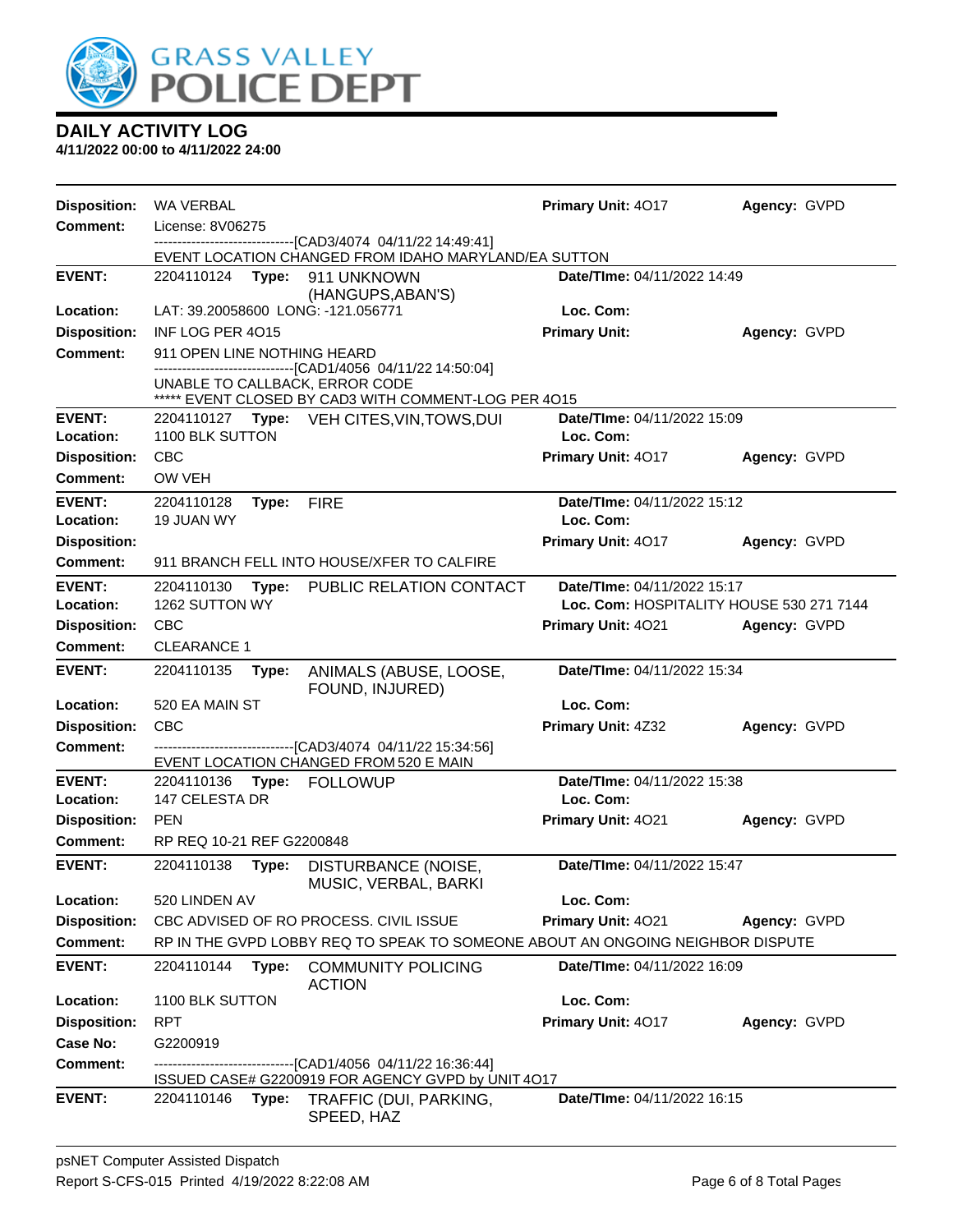# GRASS VALLEY POLICE DEPT

## DAILY ACTIVITY LOG

**4/11/2022 00:00 to 4/11/2022 24:00**

| | | | |
|---|---|---|---|
| **Disposition:** WA VERBAL | | **Primary Unit:** 4O17 | **Agency:** GVPD |
| **Comment:** License: 8V06275<br>------------------------------[CAD3/4074 04/11/22 14:49:41]<br>EVENT LOCATION CHANGED FROM IDAHO MARYLAND/EA SUTTON | | | |

| | | | |
|---|---|---|---|
| **EVENT:** 2204110124 | **Type:** 911 UNKNOWN (HANGUPS,ABAN'S) | **Date/TIme:** 04/11/2022 14:49 | |
| **Location:** LAT: 39.20058600 LONG: -121.056771 | | **Loc. Com:** | |
| **Disposition:** INF LOG PER 4O15 | | **Primary Unit:** | **Agency:** GVPD |
| **Comment:** 911 OPEN LINE NOTHING HEARD<br>------------------------------[CAD1/4056 04/11/22 14:50:04]<br>UNABLE TO CALLBACK, ERROR CODE<br>***** EVENT CLOSED BY CAD3 WITH COMMENT-LOG PER 4O15 | | | |

| | | | |
|---|---|---|---|
| **EVENT:** 2204110127 | **Type:** VEH CITES,VIN,TOWS,DUI | **Date/TIme:** 04/11/2022 15:09 | |
| **Location:** 1100 BLK SUTTON | | **Loc. Com:** | |
| **Disposition:** CBC | | **Primary Unit:** 4O17 | **Agency:** GVPD |
| **Comment:** OW VEH | | | |

| | | | |
|---|---|---|---|
| **EVENT:** 2204110128 | **Type:** FIRE | **Date/TIme:** 04/11/2022 15:12 | |
| **Location:** 19 JUAN WY | | **Loc. Com:** | |
| **Disposition:** | | **Primary Unit:** 4O17 | **Agency:** GVPD |
| **Comment:** 911 BRANCH FELL INTO HOUSE/XFER TO CALFIRE | | | |

| | | | |
|---|---|---|---|
| **EVENT:** 2204110130 | **Type:** PUBLIC RELATION CONTACT | **Date/TIme:** 04/11/2022 15:17 | |
| **Location:** 1262 SUTTON WY | | **Loc. Com:** HOSPITALITY HOUSE 530 271 7144 | |
| **Disposition:** CBC | | **Primary Unit:** 4O21 | **Agency:** GVPD |
| **Comment:** CLEARANCE 1 | | | |

| | | | |
|---|---|---|---|
| **EVENT:** 2204110135 | **Type:** ANIMALS (ABUSE, LOOSE, FOUND, INJURED) | **Date/TIme:** 04/11/2022 15:34 | |
| **Location:** 520 EA MAIN ST | | **Loc. Com:** | |
| **Disposition:** CBC | | **Primary Unit:** 4Z32 | **Agency:** GVPD |
| **Comment:** ------------------------------[CAD3/4074 04/11/22 15:34:56]<br>EVENT LOCATION CHANGED FROM 520 E MAIN | | | |

| | | | |
|---|---|---|---|
| **EVENT:** 2204110136 | **Type:** FOLLOWUP | **Date/TIme:** 04/11/2022 15:38 | |
| **Location:** 147 CELESTA DR | | **Loc. Com:** | |
| **Disposition:** PEN | | **Primary Unit:** 4O21 | **Agency:** GVPD |
| **Comment:** RP REQ 10-21 REF G2200848 | | | |

| | | | |
|---|---|---|---|
| **EVENT:** 2204110138 | **Type:** DISTURBANCE (NOISE, MUSIC, VERBAL, BARKI | **Date/TIme:** 04/11/2022 15:47 | |
| **Location:** 520 LINDEN AV | | **Loc. Com:** | |
| **Disposition:** CBC ADVISED OF RO PROCESS. CIVIL ISSUE | | **Primary Unit:** 4O21 | **Agency:** GVPD |
| **Comment:** RP IN THE GVPD LOBBY REQ TO SPEAK TO SOMEONE ABOUT AN ONGOING NEIGHBOR DISPUTE | | | |

| | | | |
|---|---|---|---|
| **EVENT:** 2204110144 | **Type:** COMMUNITY POLICING ACTION | **Date/TIme:** 04/11/2022 16:09 | |
| **Location:** 1100 BLK SUTTON | | **Loc. Com:** | |
| **Disposition:** RPT | | **Primary Unit:** 4O17 | **Agency:** GVPD |
| **Case No:** G2200919 | | | |
| **Comment:** ------------------------------[CAD1/4056 04/11/22 16:36:44]<br>ISSUED CASE# G2200919 FOR AGENCY GVPD by UNIT 4O17 | | | |

| | | | |
|---|---|---|---|
| **EVENT:** 2204110146 | **Type:** TRAFFIC (DUI, PARKING, SPEED, HAZ | **Date/TIme:** 04/11/2022 16:15 | |

psNET Computer Assisted Dispatch
Report S-CFS-015 Printed 4/19/2022 8:22:08 AM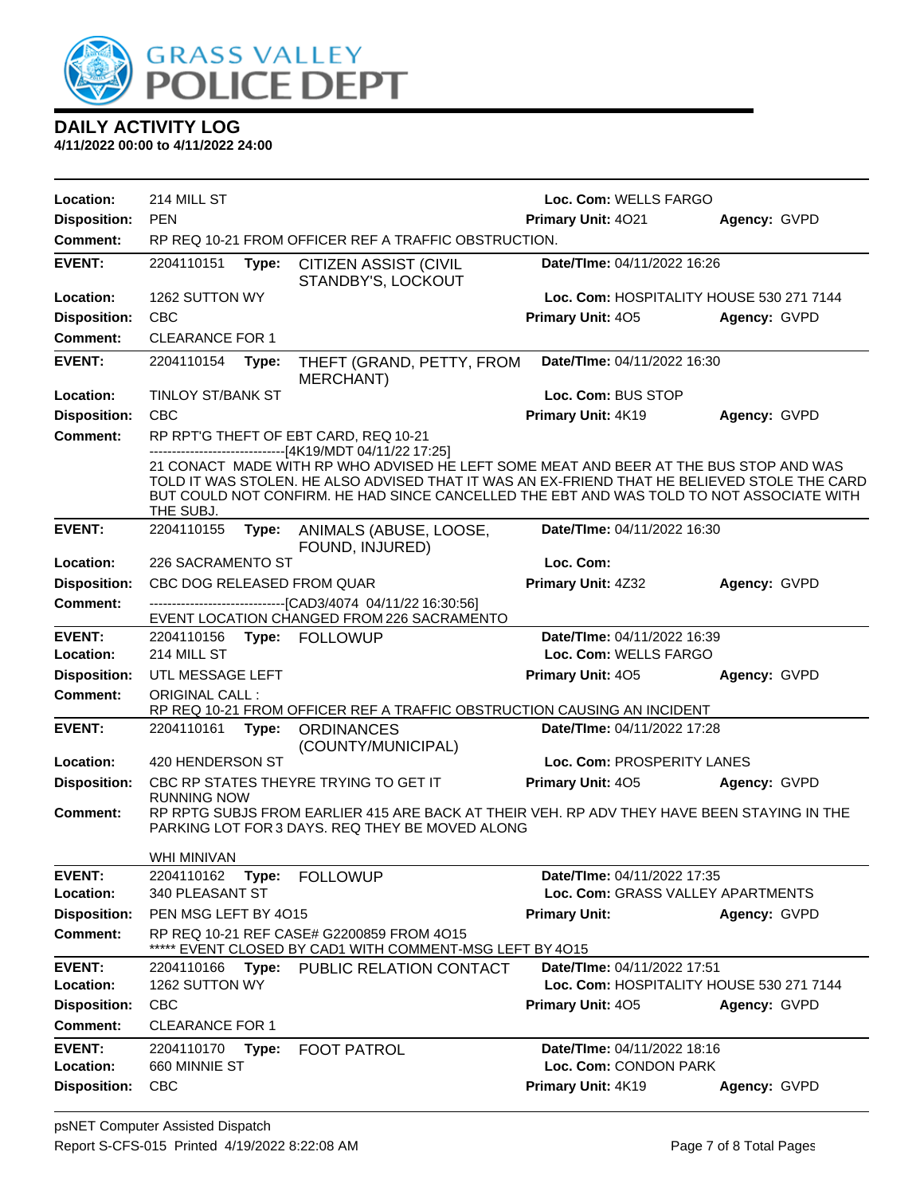**GRASS VALLEY POLICE DEPT**

## DAILY ACTIVITY LOG

**4/11/2022 00:00 to 4/11/2022 24:00**

| | | | |
|---|---|---|---|
| **Location:** | 214 MILL ST | **Loc. Com:** WELLS FARGO | |
| **Disposition:** | PEN | **Primary Unit:** 4O21 | **Agency:** GVPD |
| **Comment:** | RP REQ 10-21 FROM OFFICER REF A TRAFFIC OBSTRUCTION. | | |

| | | | |
|---|---|---|---|
| **EVENT:** | 2204110151 **Type:** CITIZEN ASSIST (CIVIL STANDBY'S, LOCKOUT | **Date/TIme:** 04/11/2022 16:26 | |
| **Location:** | 1262 SUTTON WY | **Loc. Com:** HOSPITALITY HOUSE 530 271 7144 | |
| **Disposition:** | CBC | **Primary Unit:** 4O5 | **Agency:** GVPD |
| **Comment:** | CLEARANCE FOR 1 | | |

| | | | |
|---|---|---|---|
| **EVENT:** | 2204110154 **Type:** THEFT (GRAND, PETTY, FROM MERCHANT) | **Date/TIme:** 04/11/2022 16:30 | |
| **Location:** | TINLOY ST/BANK ST | **Loc. Com:** BUS STOP | |
| **Disposition:** | CBC | **Primary Unit:** 4K19 | **Agency:** GVPD |
| **Comment:** | RP RPT'G THEFT OF EBT CARD, REQ 10-21<br>-------------------------------[4K19/MDT 04/11/22 17:25]<br>21 CONACT MADE WITH RP WHO ADVISED HE LEFT SOME MEAT AND BEER AT THE BUS STOP AND WAS TOLD IT WAS STOLEN. HE ALSO ADVISED THAT IT WAS AN EX-FRIEND THAT HE BELIEVED STOLE THE CARD BUT COULD NOT CONFIRM. HE HAD SINCE CANCELLED THE EBT AND WAS TOLD TO NOT ASSOCIATE WITH THE SUBJ. | | |

| | | | |
|---|---|---|---|
| **EVENT:** | 2204110155 **Type:** ANIMALS (ABUSE, LOOSE, FOUND, INJURED) | **Date/TIme:** 04/11/2022 16:30 | |
| **Location:** | 226 SACRAMENTO ST | **Loc. Com:** | |
| **Disposition:** | CBC DOG RELEASED FROM QUAR | **Primary Unit:** 4Z32 | **Agency:** GVPD |
| **Comment:** | -------------------------------[CAD3/4074 04/11/22 16:30:56]<br>EVENT LOCATION CHANGED FROM 226 SACRAMENTO | | |

| | | | |
|---|---|---|---|
| **EVENT:** | 2204110156 **Type:** FOLLOWUP | **Date/TIme:** 04/11/2022 16:39 | |
| **Location:** | 214 MILL ST | **Loc. Com:** WELLS FARGO | |
| **Disposition:** | UTL MESSAGE LEFT | **Primary Unit:** 4O5 | **Agency:** GVPD |
| **Comment:** | ORIGINAL CALL :<br>RP REQ 10-21 FROM OFFICER REF A TRAFFIC OBSTRUCTION CAUSING AN INCIDENT | | |

| | | | |
|---|---|---|---|
| **EVENT:** | 2204110161 **Type:** ORDINANCES (COUNTY/MUNICIPAL) | **Date/TIme:** 04/11/2022 17:28 | |
| **Location:** | 420 HENDERSON ST | **Loc. Com:** PROSPERITY LANES | |
| **Disposition:** | CBC RP STATES THEYRE TRYING TO GET IT RUNNING NOW | **Primary Unit:** 4O5 | **Agency:** GVPD |
| **Comment:** | RP RPTG SUBJS FROM EARLIER 415 ARE BACK AT THEIR VEH. RP ADV THEY HAVE BEEN STAYING IN THE PARKING LOT FOR 3 DAYS. REQ THEY BE MOVED ALONG<br><br>WHI MINIVAN | | |

| | | | |
|---|---|---|---|
| **EVENT:** | 2204110162 **Type:** FOLLOWUP | **Date/TIme:** 04/11/2022 17:35 | |
| **Location:** | 340 PLEASANT ST | **Loc. Com:** GRASS VALLEY APARTMENTS | |
| **Disposition:** | PEN MSG LEFT BY 4O15 | **Primary Unit:** | **Agency:** GVPD |
| **Comment:** | RP REQ 10-21 REF CASE# G2200859 FROM 4O15<br>***** EVENT CLOSED BY CAD1 WITH COMMENT-MSG LEFT BY 4O15 | | |

| | | | |
|---|---|---|---|
| **EVENT:** | 2204110166 **Type:** PUBLIC RELATION CONTACT | **Date/TIme:** 04/11/2022 17:51 | |
| **Location:** | 1262 SUTTON WY | **Loc. Com:** HOSPITALITY HOUSE 530 271 7144 | |
| **Disposition:** | CBC | **Primary Unit:** 4O5 | **Agency:** GVPD |
| **Comment:** | CLEARANCE FOR 1 | | |

| | | | |
|---|---|---|---|
| **EVENT:** | 2204110170 **Type:** FOOT PATROL | **Date/TIme:** 04/11/2022 18:16 | |
| **Location:** | 660 MINNIE ST | **Loc. Com:** CONDON PARK | |
| **Disposition:** | CBC | **Primary Unit:** 4K19 | **Agency:** GVPD |

psNET Computer Assisted Dispatch
Report S-CFS-015 Printed 4/19/2022 8:22:08 AM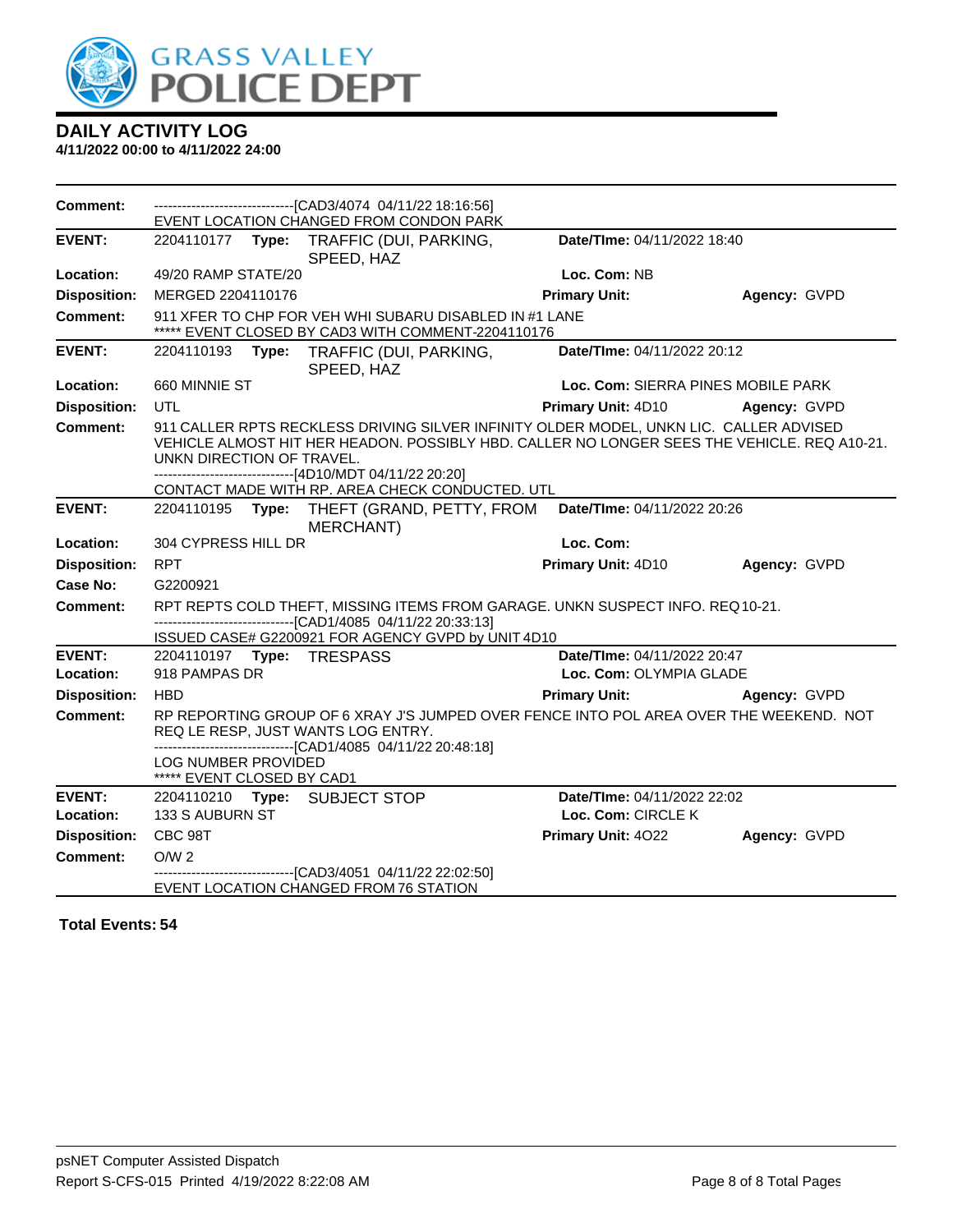GRASS VALLEY POLICE DEPT

## DAILY ACTIVITY LOG

**4/11/2022 00:00 to 4/11/2022 24:00**

| | | | |
|---|---|---|---|
| **Comment:** | ------------------------------[CAD3/4074 04/11/22 18:16:56] EVENT LOCATION CHANGED FROM CONDON PARK | | |
| **EVENT:** | 2204110177 **Type:** TRAFFIC (DUI, PARKING, SPEED, HAZ | **Date/TIme:** 04/11/2022 18:40 | |
| **Location:** | 49/20 RAMP STATE/20 | **Loc. Com:** NB | |
| **Disposition:** | MERGED 2204110176 | **Primary Unit:** | **Agency:** GVPD |
| **Comment:** | 911 XFER TO CHP FOR VEH WHI SUBARU DISABLED IN #1 LANE ***** EVENT CLOSED BY CAD3 WITH COMMENT-2204110176 | | |
| **EVENT:** | 2204110193 **Type:** TRAFFIC (DUI, PARKING, SPEED, HAZ | **Date/TIme:** 04/11/2022 20:12 | |
| **Location:** | 660 MINNIE ST | **Loc. Com:** SIERRA PINES MOBILE PARK | |
| **Disposition:** | UTL | **Primary Unit:** 4D10 | **Agency:** GVPD |
| **Comment:** | 911 CALLER RPTS RECKLESS DRIVING SILVER INFINITY OLDER MODEL, UNKN LIC. CALLER ADVISED VEHICLE ALMOST HIT HER HEADON. POSSIBLY HBD. CALLER NO LONGER SEES THE VEHICLE. REQ A10-21. UNKN DIRECTION OF TRAVEL. ------------------------------[4D10/MDT 04/11/22 20:20] CONTACT MADE WITH RP. AREA CHECK CONDUCTED. UTL | | |
| **EVENT:** | 2204110195 **Type:** THEFT (GRAND, PETTY, FROM MERCHANT) | **Date/TIme:** 04/11/2022 20:26 | |
| **Location:** | 304 CYPRESS HILL DR | **Loc. Com:** | |
| **Disposition:** | RPT | **Primary Unit:** 4D10 | **Agency:** GVPD |
| **Case No:** | G2200921 | | |
| **Comment:** | RPT REPTS COLD THEFT, MISSING ITEMS FROM GARAGE. UNKN SUSPECT INFO. REQ 10-21. ------------------------------[CAD1/4085 04/11/22 20:33:13] ISSUED CASE# G2200921 FOR AGENCY GVPD by UNIT 4D10 | | |
| **EVENT:** | 2204110197 **Type:** TRESPASS | **Date/TIme:** 04/11/2022 20:47 | |
| **Location:** | 918 PAMPAS DR | **Loc. Com:** OLYMPIA GLADE | |
| **Disposition:** | HBD | **Primary Unit:** | **Agency:** GVPD |
| **Comment:** | RP REPORTING GROUP OF 6 XRAY J'S JUMPED OVER FENCE INTO POL AREA OVER THE WEEKEND. NOT REQ LE RESP, JUST WANTS LOG ENTRY. ------------------------------[CAD1/4085 04/11/22 20:48:18] LOG NUMBER PROVIDED ***** EVENT CLOSED BY CAD1 | | |
| **EVENT:** | 2204110210 **Type:** SUBJECT STOP | **Date/TIme:** 04/11/2022 22:02 | |
| **Location:** | 133 S AUBURN ST | **Loc. Com:** CIRCLE K | |
| **Disposition:** | CBC 98T | **Primary Unit:** 4O22 | **Agency:** GVPD |
| **Comment:** | O/W 2 ------------------------------[CAD3/4051 04/11/22 22:02:50] EVENT LOCATION CHANGED FROM 76 STATION | | |

**Total Events: 54**

psNET Computer Assisted Dispatch
Report S-CFS-015 Printed 4/19/2022 8:22:08 AM